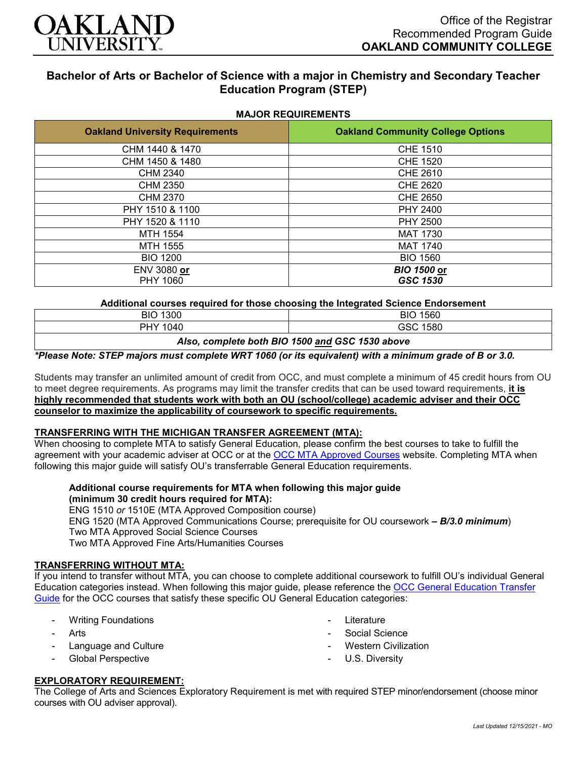Office of the Registrar
Recommended Program Guide
**OAKLAND COMMUNITY COLLEGE**

# Bachelor of Arts or Bachelor of Science with a major in Chemistry and Secondary Teacher Education Program (STEP)

## MAJOR REQUIREMENTS

| Oakland University Requirements | Oakland Community College Options |
|---|---|
| CHM 1440 & 1470 | CHE 1510 |
| CHM 1450 & 1480 | CHE 1520 |
| CHM 2340 | CHE 2610 |
| CHM 2350 | CHE 2620 |
| CHM 2370 | CHE 2650 |
| PHY 1510 & 1100 | PHY 2400 |
| PHY 1520 & 1110 | PHY 2500 |
| MTH 1554 | MAT 1730 |
| MTH 1555 | MAT 1740 |
| BIO 1200 | BIO 1560 |
| ENV 3080 **or** PHY 1060 | ***BIO 1500* or *GSC 1530*** |

**Additional courses required for those choosing the Integrated Science Endorsement**

| | |
|---|---|
| BIO 1300 | BIO 1560 |
| PHY 1040 | GSC 1580 |
| ***Also, complete both BIO 1500 and GSC 1530 above*** | |

***Please Note: STEP majors must complete WRT 1060 (or its equivalent) with a minimum grade of B or 3.0.***

Students may transfer an unlimited amount of credit from OCC, and must complete a minimum of 45 credit hours from OU to meet degree requirements. As programs may limit the transfer credits that can be used toward requirements, **it is highly recommended that students work with both an OU (school/college) academic adviser and their OCC counselor to maximize the applicability of coursework to specific requirements.**

### TRANSFERRING WITH THE MICHIGAN TRANSFER AGREEMENT (MTA):

When choosing to complete MTA to satisfy General Education, please confirm the best courses to take to fulfill the agreement with your academic adviser at OCC or at the OCC MTA Approved Courses website. Completing MTA when following this major guide will satisfy OU's transferrable General Education requirements.

**Additional course requirements for MTA when following this major guide (minimum 30 credit hours required for MTA):**
ENG 1510 *or* 1510E (MTA Approved Composition course)
ENG 1520 (MTA Approved Communications Course; prerequisite for OU coursework **–** ***B/3.0 minimum***)
Two MTA Approved Social Science Courses
Two MTA Approved Fine Arts/Humanities Courses

### TRANSFERRING WITHOUT MTA:

If you intend to transfer without MTA, you can choose to complete additional coursework to fulfill OU's individual General Education categories instead. When following this major guide, please reference the OCC General Education Transfer Guide for the OCC courses that satisfy these specific OU General Education categories:

- Writing Foundations
- Arts
- Language and Culture
- Global Perspective
- Literature
- Social Science
- Western Civilization
- U.S. Diversity

### EXPLORATORY REQUIREMENT:

The College of Arts and Sciences Exploratory Requirement is met with required STEP minor/endorsement (choose minor courses with OU adviser approval).

*Last Updated 12/15/2021 - MO*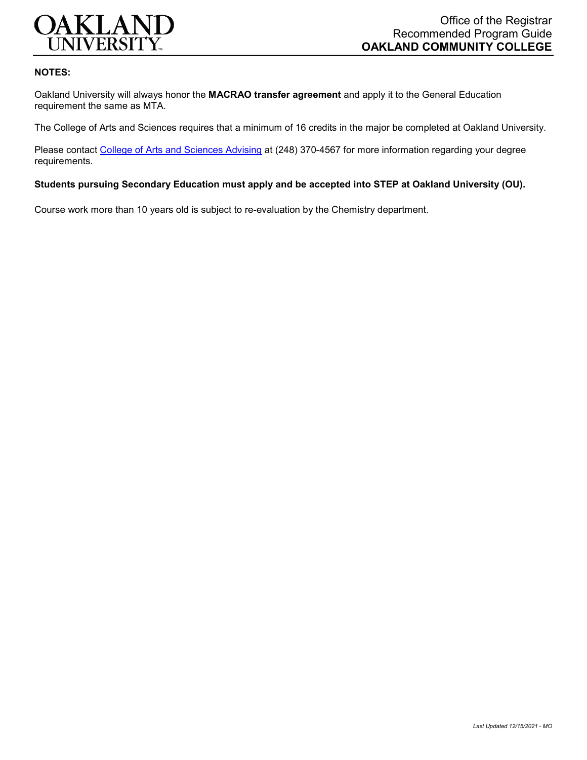**NOTES:**

Oakland University will always honor the **MACRAO transfer agreement** and apply it to the General Education requirement the same as MTA.

The College of Arts and Sciences requires that a minimum of 16 credits in the major be completed at Oakland University.

Please contact College of Arts and Sciences Advising at (248) 370-4567 for more information regarding your degree requirements.

**Students pursuing Secondary Education must apply and be accepted into STEP at Oakland University (OU).**

Course work more than 10 years old is subject to re-evaluation by the Chemistry department.

*Last Updated 12/15/2021 - MO*